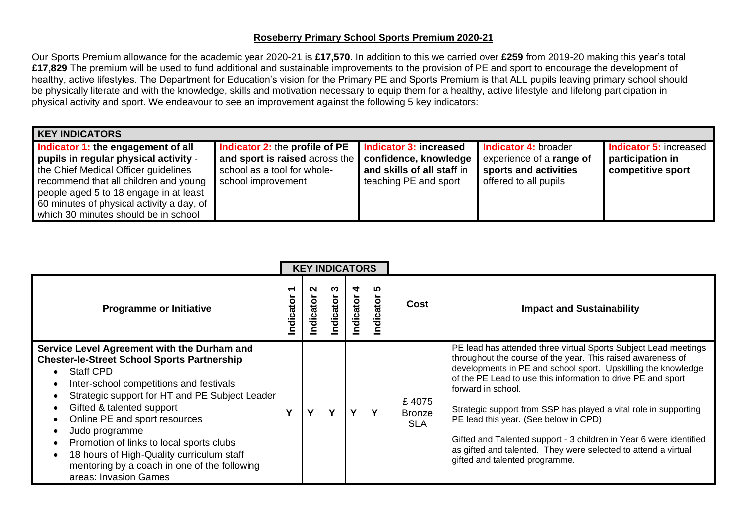# Roseberry Primary School Sports Premium 2020-21

Our Sports Premium allowance for the academic year 2020-21 is **£17,570.** In addition to this we carried over **£259** from 2019-20 making this year's total **£17,829** The premium will be used to fund additional and sustainable improvements to the provision of PE and sport to encourage the development of healthy, active lifestyles. The Department for Education's vision for the Primary PE and Sports Premium is that ALL pupils leaving primary school should be physically literate and with the knowledge, skills and motivation necessary to equip them for a healthy, active lifestyle and lifelong participation in physical activity and sport. We endeavour to see an improvement against the following 5 key indicators:

| KEY INDICATORS | | | | |
|---|---|---|---|---|
| **Indicator 1: the engagement of all pupils in regular physical activity** - the Chief Medical Officer guidelines recommend that all children and young people aged 5 to 18 engage in at least 60 minutes of physical activity a day, of which 30 minutes should be in school | **Indicator 2:** the **profile of PE and sport is raised** across the school as a tool for whole-school improvement | **Indicator 3: increased confidence, knowledge and skills of all staff** in teaching PE and sport | **Indicator 4:** broader experience of a **range of sports and activities** offered to all pupils | **Indicator 5:** increased **participation in competitive sport** |

| Programme or Initiative | KEY INDICATORS<br>Indicator 1 | Indicator 2 | Indicator 3 | Indicator 4 | Indicator 5 | Cost | Impact and Sustainability |
|---|---|---|---|---|---|---|---|
| **Service Level Agreement with the Durham and Chester-le-Street School Sports Partnership**<br>• Staff CPD<br>• Inter-school competitions and festivals<br>• Strategic support for HT and PE Subject Leader<br>• Gifted & talented support<br>• Online PE and sport resources<br>• Judo programme<br>• Promotion of links to local sports clubs<br>• 18 hours of High-Quality curriculum staff mentoring by a coach in one of the following areas: Invasion Games | Y | Y | Y | Y | Y | £ 4075 Bronze SLA | PE lead has attended three virtual Sports Subject Lead meetings throughout the course of the year. This raised awareness of developments in PE and school sport. Upskilling the knowledge of the PE Lead to use this information to drive PE and sport forward in school.<br><br>Strategic support from SSP has played a vital role in supporting PE lead this year. (See below in CPD)<br><br>Gifted and Talented support - 3 children in Year 6 were identified as gifted and talented. They were selected to attend a virtual gifted and talented programme. |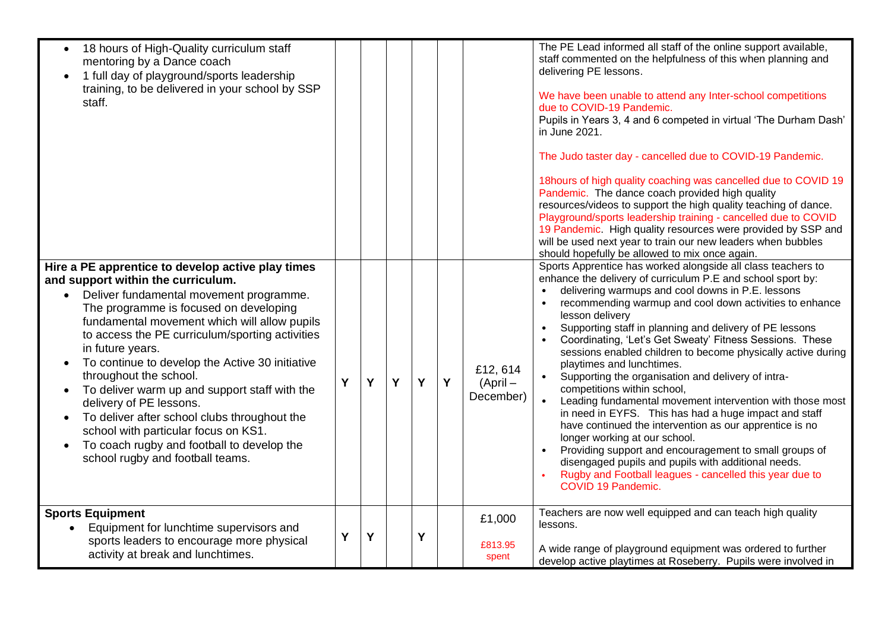| | | | | | | | |
|---|---|---|---|---|---|---|---|
| <ul><li>18 hours of High-Quality curriculum staff mentoring by a Dance coach</li><li>1 full day of playground/sports leadership training, to be delivered in your school by SSP staff.</li></ul> | | | | | | | The PE Lead informed all staff of the online support available, staff commented on the helpfulness of this when planning and delivering PE lessons.<br><br>We have been unable to attend any Inter-school competitions due to COVID-19 Pandemic.<br>Pupils in Years 3, 4 and 6 competed in virtual 'The Durham Dash' in June 2021.<br><br>The Judo taster day - cancelled due to COVID-19 Pandemic.<br><br>18hours of high quality coaching was cancelled due to COVID 19 Pandemic. The dance coach provided high quality resources/videos to support the high quality teaching of dance. Playground/sports leadership training - cancelled due to COVID 19 Pandemic. High quality resources were provided by SSP and will be used next year to train our new leaders when bubbles should hopefully be allowed to mix once again. |
| **Hire a PE apprentice to develop active play times and support within the curriculum.**<ul><li>Deliver fundamental movement programme. The programme is focused on developing fundamental movement which will allow pupils to access the PE curriculum/sporting activities in future years.</li><li>To continue to develop the Active 30 initiative throughout the school.</li><li>To deliver warm up and support staff with the delivery of PE lessons.</li><li>To deliver after school clubs throughout the school with particular focus on KS1.</li><li>To coach rugby and football to develop the school rugby and football teams.</li></ul> | Y | Y | Y | Y | Y | £12, 614 (April – December) | Sports Apprentice has worked alongside all class teachers to enhance the delivery of curriculum P.E and school sport by:<ul><li>delivering warmups and cool downs in P.E. lessons</li><li>recommending warmup and cool down activities to enhance lesson delivery</li><li>Supporting staff in planning and delivery of PE lessons</li><li>Coordinating, 'Let's Get Sweaty' Fitness Sessions. These sessions enabled children to become physically active during playtimes and lunchtimes.</li><li>Supporting the organisation and delivery of intra-competitions within school,</li><li>Leading fundamental movement intervention with those most in need in EYFS. This has had a huge impact and staff have continued the intervention as our apprentice is no longer working at our school.</li><li>Providing support and encouragement to small groups of disengaged pupils and pupils with additional needs.</li><li>Rugby and Football leagues - cancelled this year due to COVID 19 Pandemic.</li></ul> |
| **Sports Equipment**<ul><li>Equipment for lunchtime supervisors and sports leaders to encourage more physical activity at break and lunchtimes.</li></ul> | Y | Y | | Y | | £1,000<br><br>£813.95 spent | Teachers are now well equipped and can teach high quality lessons.<br><br>A wide range of playground equipment was ordered to further develop active playtimes at Roseberry. Pupils were involved in |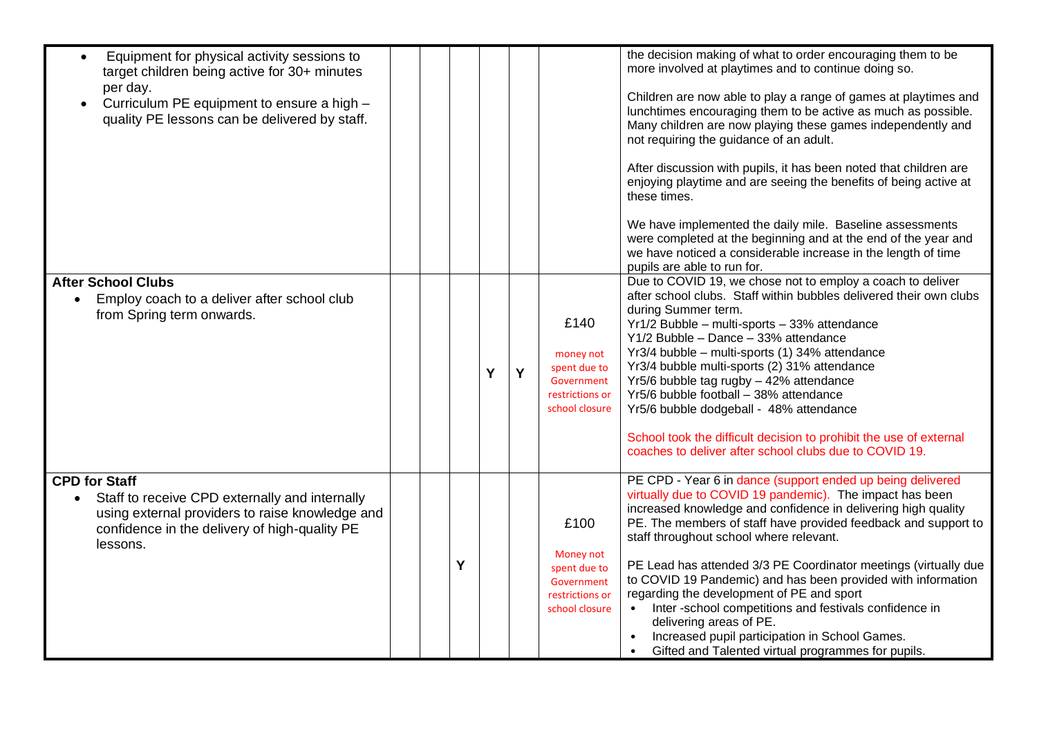| | | | | | | | |
|---|---|---|---|---|---|---|---|
| • Equipment for physical activity sessions to target children being active for 30+ minutes per day.<br>• Curriculum PE equipment to ensure a high – quality PE lessons can be delivered by staff. | | | | | | | the decision making of what to order encouraging them to be more involved at playtimes and to continue doing so.<br><br>Children are now able to play a range of games at playtimes and lunchtimes encouraging them to be active as much as possible. Many children are now playing these games independently and not requiring the guidance of an adult.<br><br>After discussion with pupils, it has been noted that children are enjoying playtime and are seeing the benefits of being active at these times.<br><br>We have implemented the daily mile. Baseline assessments were completed at the beginning and at the end of the year and we have noticed a considerable increase in the length of time pupils are able to run for. |
| **After School Clubs**<br>• Employ coach to a deliver after school club from Spring term onwards. | | | | Y | Y | £140<br><br>money not spent due to Government restrictions or school closure | Due to COVID 19, we chose not to employ a coach to deliver after school clubs. Staff within bubbles delivered their own clubs during Summer term.<br>Yr1/2 Bubble – multi-sports – 33% attendance<br>Y1/2 Bubble – Dance – 33% attendance<br>Yr3/4 bubble – multi-sports (1) 34% attendance<br>Yr3/4 bubble multi-sports (2) 31% attendance<br>Yr5/6 bubble tag rugby – 42% attendance<br>Yr5/6 bubble football – 38% attendance<br>Yr5/6 bubble dodgeball - 48% attendance<br><br>School took the difficult decision to prohibit the use of external coaches to deliver after school clubs due to COVID 19. |
| **CPD for Staff**<br>• Staff to receive CPD externally and internally using external providers to raise knowledge and confidence in the delivery of high-quality PE lessons. | | | Y | | | £100<br><br>Money not spent due to Government restrictions or school closure | PE CPD - Year 6 in dance (support ended up being delivered virtually due to COVID 19 pandemic). The impact has been increased knowledge and confidence in delivering high quality PE. The members of staff have provided feedback and support to staff throughout school where relevant.<br><br>PE Lead has attended 3/3 PE Coordinator meetings (virtually due to COVID 19 Pandemic) and has been provided with information regarding the development of PE and sport<br>• Inter -school competitions and festivals confidence in delivering areas of PE.<br>• Increased pupil participation in School Games.<br>• Gifted and Talented virtual programmes for pupils. |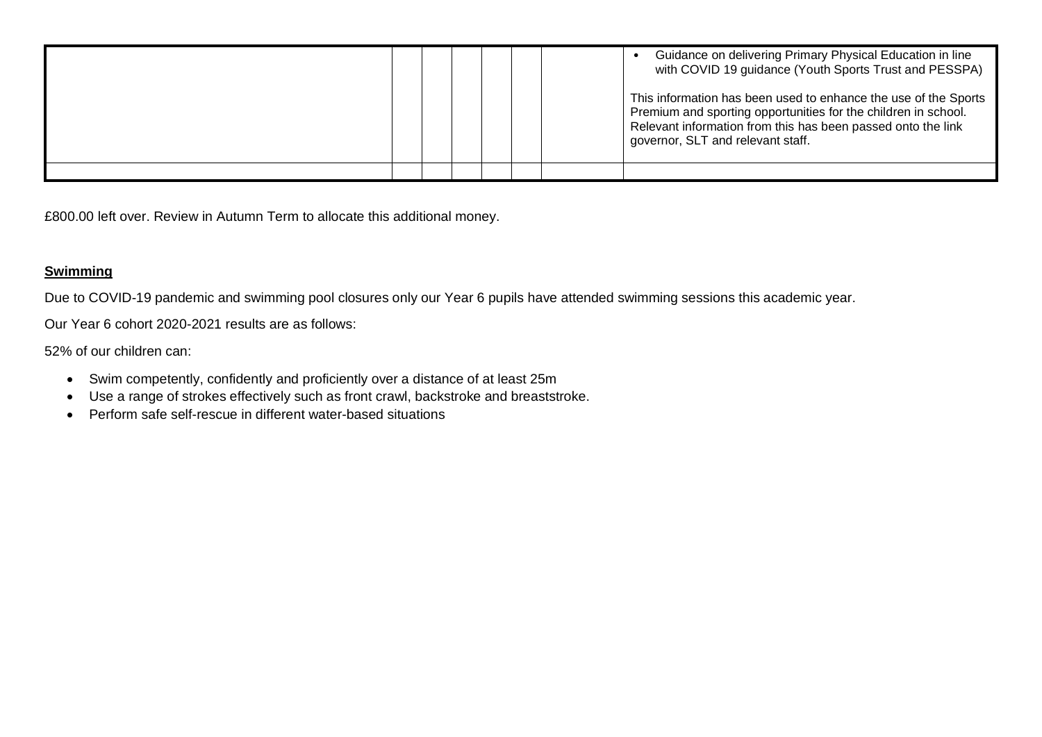| | | | | | | | |
|---|---|---|---|---|---|---|---|
| | | | | | | | • Guidance on delivering Primary Physical Education in line with COVID 19 guidance (Youth Sports Trust and PESSPA)<br><br>This information has been used to enhance the use of the Sports Premium and sporting opportunities for the children in school. Relevant information from this has been passed onto the link governor, SLT and relevant staff. |
| | | | | | | | |

£800.00 left over. Review in Autumn Term to allocate this additional money.

**Swimming**

Due to COVID-19 pandemic and swimming pool closures only our Year 6 pupils have attended swimming sessions this academic year.

Our Year 6 cohort 2020-2021 results are as follows:

52% of our children can:

- Swim competently, confidently and proficiently over a distance of at least 25m
- Use a range of strokes effectively such as front crawl, backstroke and breaststroke.
- Perform safe self-rescue in different water-based situations